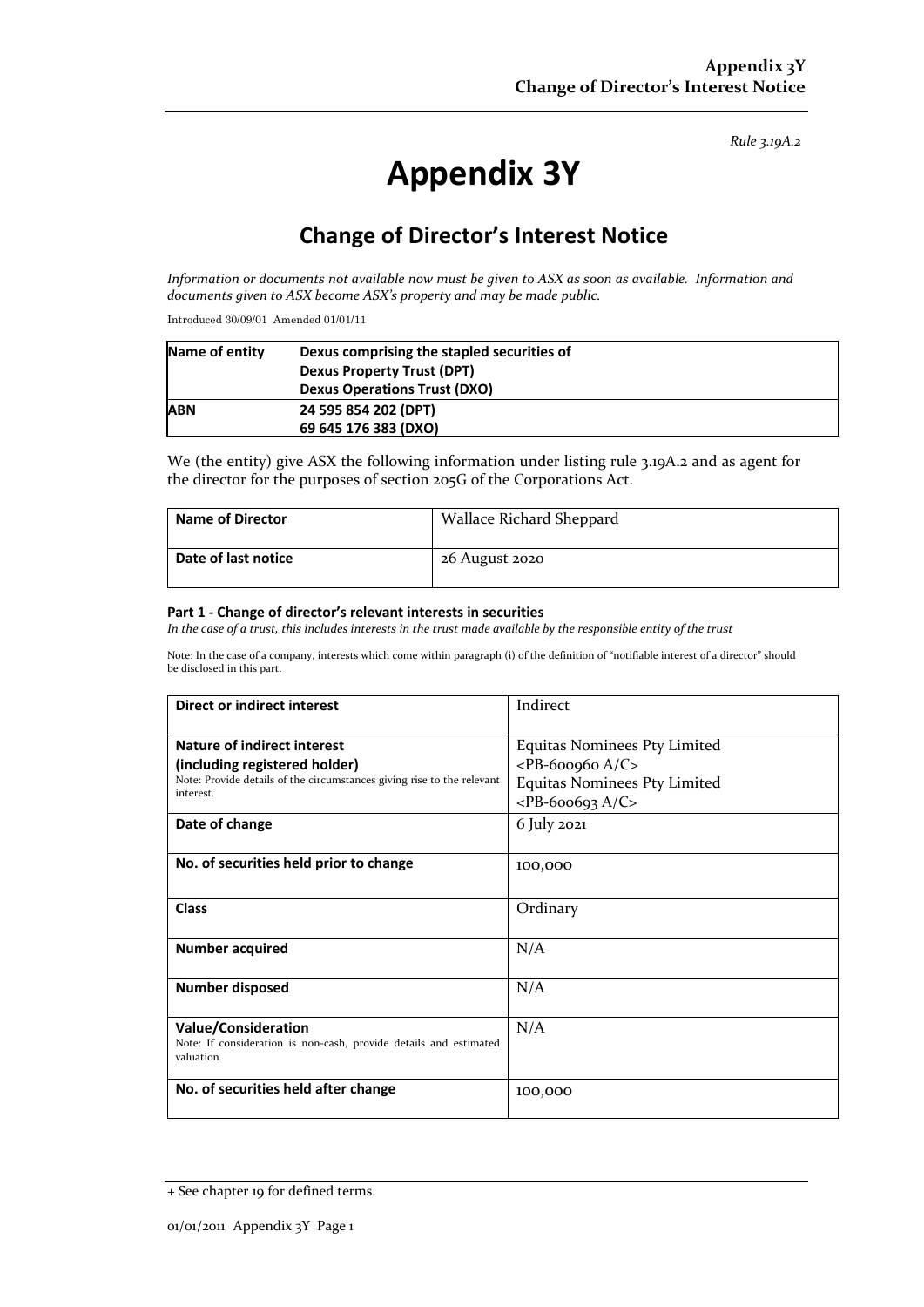*Rule 3.19A.2*

# Appendix 3Y

## Change of Director's Interest Notice

*Information or documents not available now must be given to ASX as soon as available. Information and documents given to ASX become ASX's property and may be made public.*

Introduced 30/09/01 Amended 01/01/11

| **Name of entity** | **Dexus comprising the stapled securities of Dexus Property Trust (DPT) Dexus Operations Trust (DXO)** |
|---|---|
| **ABN** | **24 595 854 202 (DPT) 69 645 176 383 (DXO)** |

We (the entity) give ASX the following information under listing rule 3.19A.2 and as agent for the director for the purposes of section 205G of the Corporations Act.

| **Name of Director** | Wallace Richard Sheppard |
|---|---|
| **Date of last notice** | 26 August 2020 |

#### Part 1 - Change of director's relevant interests in securities

*In the case of a trust, this includes interests in the trust made available by the responsible entity of the trust*

Note: In the case of a company, interests which come within paragraph (i) of the definition of "notifiable interest of a director" should be disclosed in this part.

| **Direct or indirect interest** | Indirect |
|---|---|
| **Nature of indirect interest (including registered holder)** Note: Provide details of the circumstances giving rise to the relevant interest. | Equitas Nominees Pty Limited <PB-600960 A/C> Equitas Nominees Pty Limited <PB-600693 A/C> |
| **Date of change** | 6 July 2021 |
| **No. of securities held prior to change** | 100,000 |
| **Class** | Ordinary |
| **Number acquired** | N/A |
| **Number disposed** | N/A |
| **Value/Consideration** Note: If consideration is non-cash, provide details and estimated valuation | N/A |
| **No. of securities held after change** | 100,000 |

+ See chapter 19 for defined terms.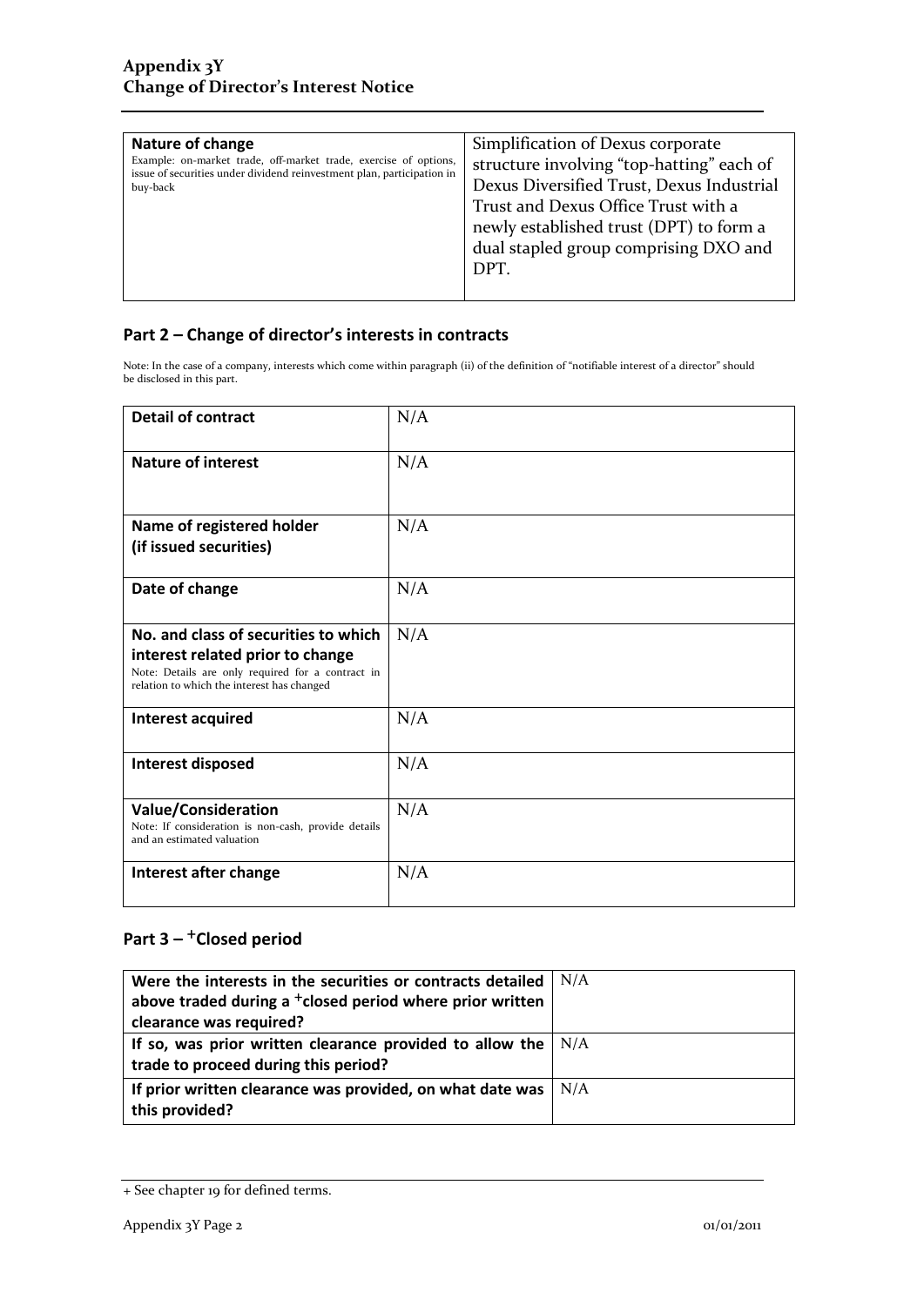| | |
|---|---|
| **Nature of change**<br>Example: on-market trade, off-market trade, exercise of options, issue of securities under dividend reinvestment plan, participation in buy-back | Simplification of Dexus corporate structure involving "top-hatting" each of Dexus Diversified Trust, Dexus Industrial Trust and Dexus Office Trust with a newly established trust (DPT) to form a dual stapled group comprising DXO and DPT. |

## Part 2 – Change of director's interests in contracts

Note: In the case of a company, interests which come within paragraph (ii) of the definition of "notifiable interest of a director" should be disclosed in this part.

| | |
|---|---|
| **Detail of contract** | N/A |
| **Nature of interest** | N/A |
| **Name of registered holder (if issued securities)** | N/A |
| **Date of change** | N/A |
| **No. and class of securities to which interest related prior to change**<br>Note: Details are only required for a contract in relation to which the interest has changed | N/A |
| **Interest acquired** | N/A |
| **Interest disposed** | N/A |
| **Value/Consideration**<br>Note: If consideration is non-cash, provide details and an estimated valuation | N/A |
| **Interest after change** | N/A |

## Part 3 – +Closed period

| | |
|---|---|
| **Were the interests in the securities or contracts detailed above traded during a +closed period where prior written clearance was required?** | N/A |
| **If so, was prior written clearance provided to allow the trade to proceed during this period?** | N/A |
| **If prior written clearance was provided, on what date was this provided?** | N/A |

+ See chapter 19 for defined terms.